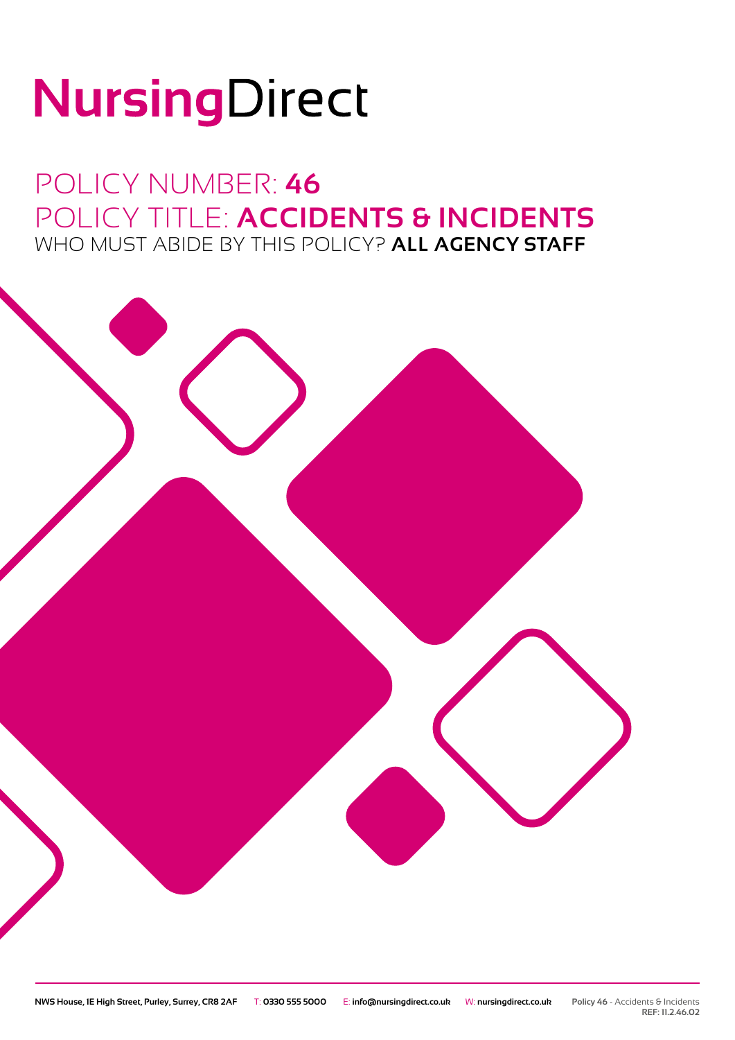# NursingDirect

## POLICY NUMBER: **46**
## POLICY TITLE: **ACCIDENTS & INCIDENTS**
### WHO MUST ABIDE BY THIS POLICY? **ALL AGENCY STAFF**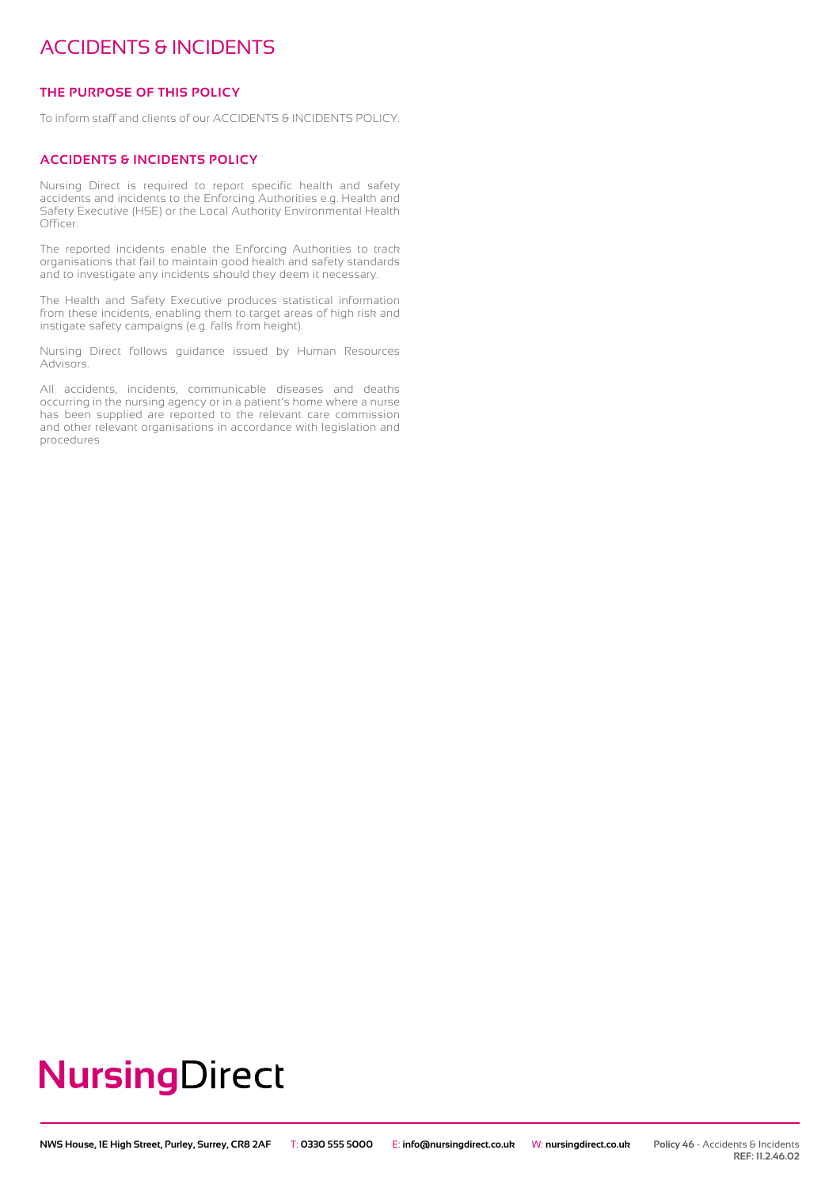# ACCIDENTS & INCIDENTS

## THE PURPOSE OF THIS POLICY

To inform staff and clients of our ACCIDENTS & INCIDENTS POLICY.

## ACCIDENTS & INCIDENTS POLICY

Nursing Direct is required to report specific health and safety accidents and incidents to the Enforcing Authorities e.g. Health and Safety Executive (HSE) or the Local Authority Environmental Health Officer.

The reported incidents enable the Enforcing Authorities to track organisations that fail to maintain good health and safety standards and to investigate any incidents should they deem it necessary.

The Health and Safety Executive produces statistical information from these incidents, enabling them to target areas of high risk and instigate safety campaigns (e.g. falls from height).

Nursing Direct follows guidance issued by Human Resources Advisors.

All accidents, incidents, communicable diseases and deaths occurring in the nursing agency or in a patient's home where a nurse has been supplied are reported to the relevant care commission and other relevant organisations in accordance with legislation and procedures

**Nursing**Direct